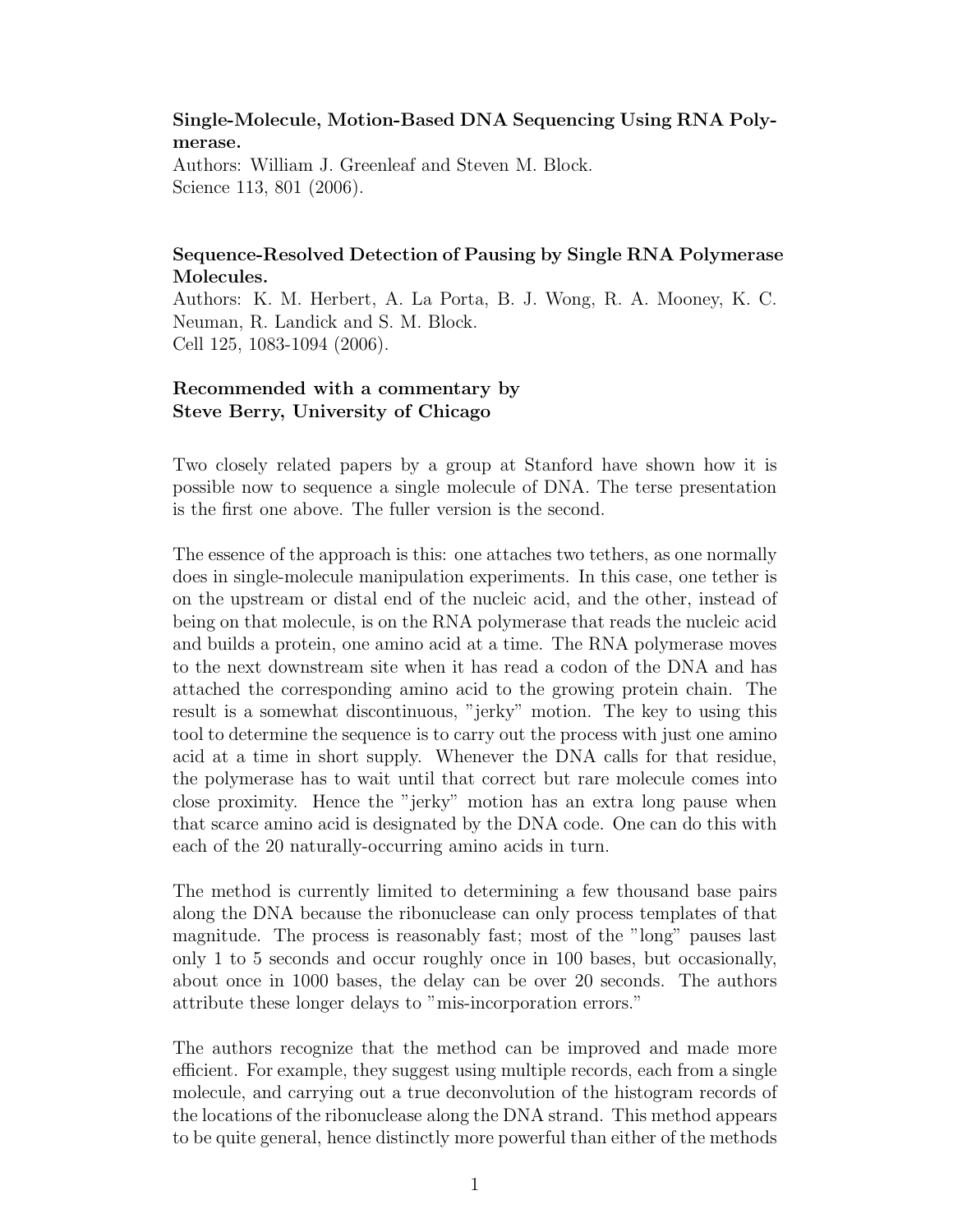**Single-Molecule, Motion-Based DNA Sequencing Using RNA Polymerase.**
Authors: William J. Greenleaf and Steven M. Block.
Science 113, 801 (2006).

**Sequence-Resolved Detection of Pausing by Single RNA Polymerase Molecules.**
Authors: K. M. Herbert, A. La Porta, B. J. Wong, R. A. Mooney, K. C. Neuman, R. Landick and S. M. Block.
Cell 125, 1083-1094 (2006).

**Recommended with a commentary by**
**Steve Berry, University of Chicago**

Two closely related papers by a group at Stanford have shown how it is possible now to sequence a single molecule of DNA. The terse presentation is the first one above. The fuller version is the second.

The essence of the approach is this: one attaches two tethers, as one normally does in single-molecule manipulation experiments. In this case, one tether is on the upstream or distal end of the nucleic acid, and the other, instead of being on that molecule, is on the RNA polymerase that reads the nucleic acid and builds a protein, one amino acid at a time. The RNA polymerase moves to the next downstream site when it has read a codon of the DNA and has attached the corresponding amino acid to the growing protein chain. The result is a somewhat discontinuous, "jerky" motion. The key to using this tool to determine the sequence is to carry out the process with just one amino acid at a time in short supply. Whenever the DNA calls for that residue, the polymerase has to wait until that correct but rare molecule comes into close proximity. Hence the "jerky" motion has an extra long pause when that scarce amino acid is designated by the DNA code. One can do this with each of the 20 naturally-occurring amino acids in turn.

The method is currently limited to determining a few thousand base pairs along the DNA because the ribonuclease can only process templates of that magnitude. The process is reasonably fast; most of the "long" pauses last only 1 to 5 seconds and occur roughly once in 100 bases, but occasionally, about once in 1000 bases, the delay can be over 20 seconds. The authors attribute these longer delays to "mis-incorporation errors."

The authors recognize that the method can be improved and made more efficient. For example, they suggest using multiple records, each from a single molecule, and carrying out a true deconvolution of the histogram records of the locations of the ribonuclease along the DNA strand. This method appears to be quite general, hence distinctly more powerful than either of the methods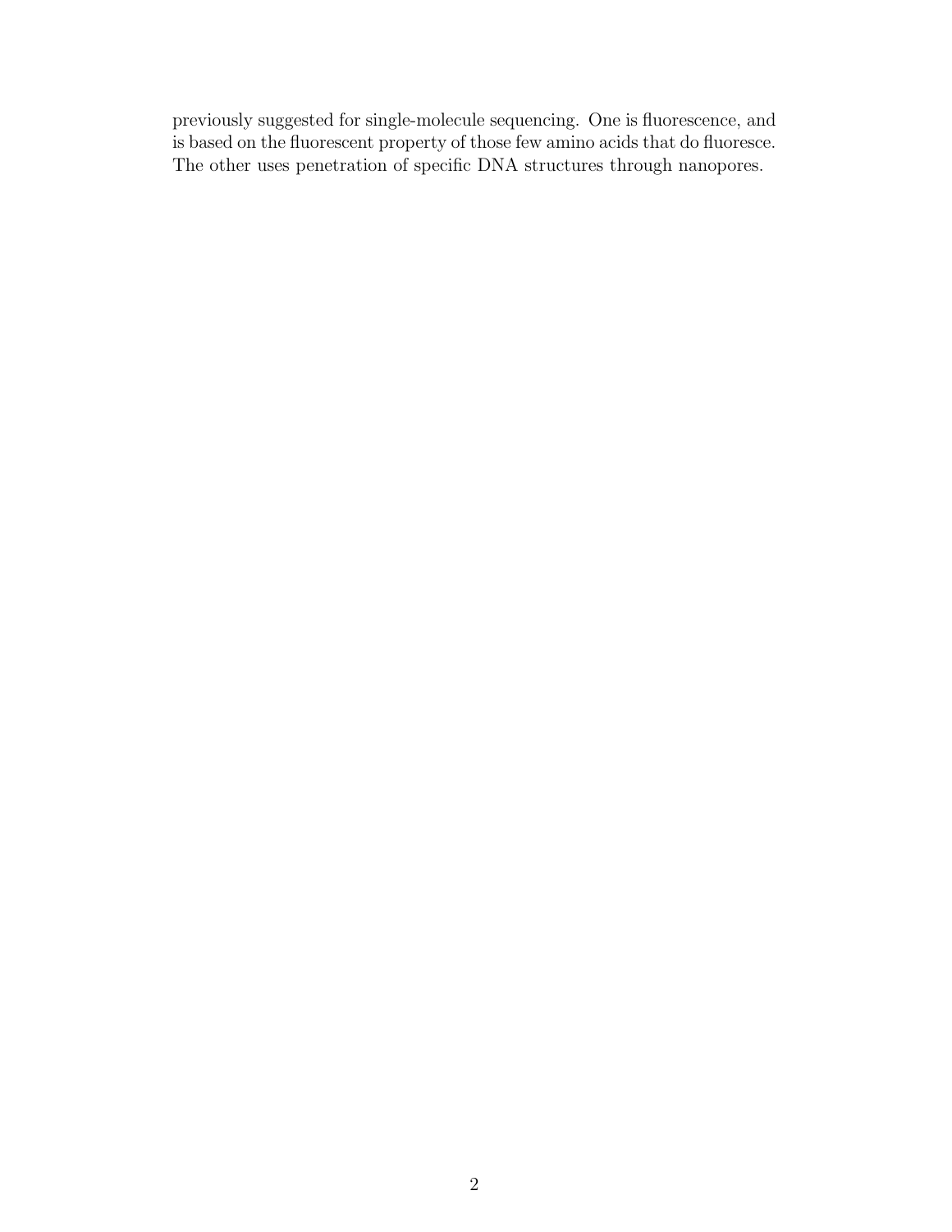previously suggested for single-molecule sequencing. One is fluorescence, and is based on the fluorescent property of those few amino acids that do fluoresce. The other uses penetration of specific DNA structures through nanopores.